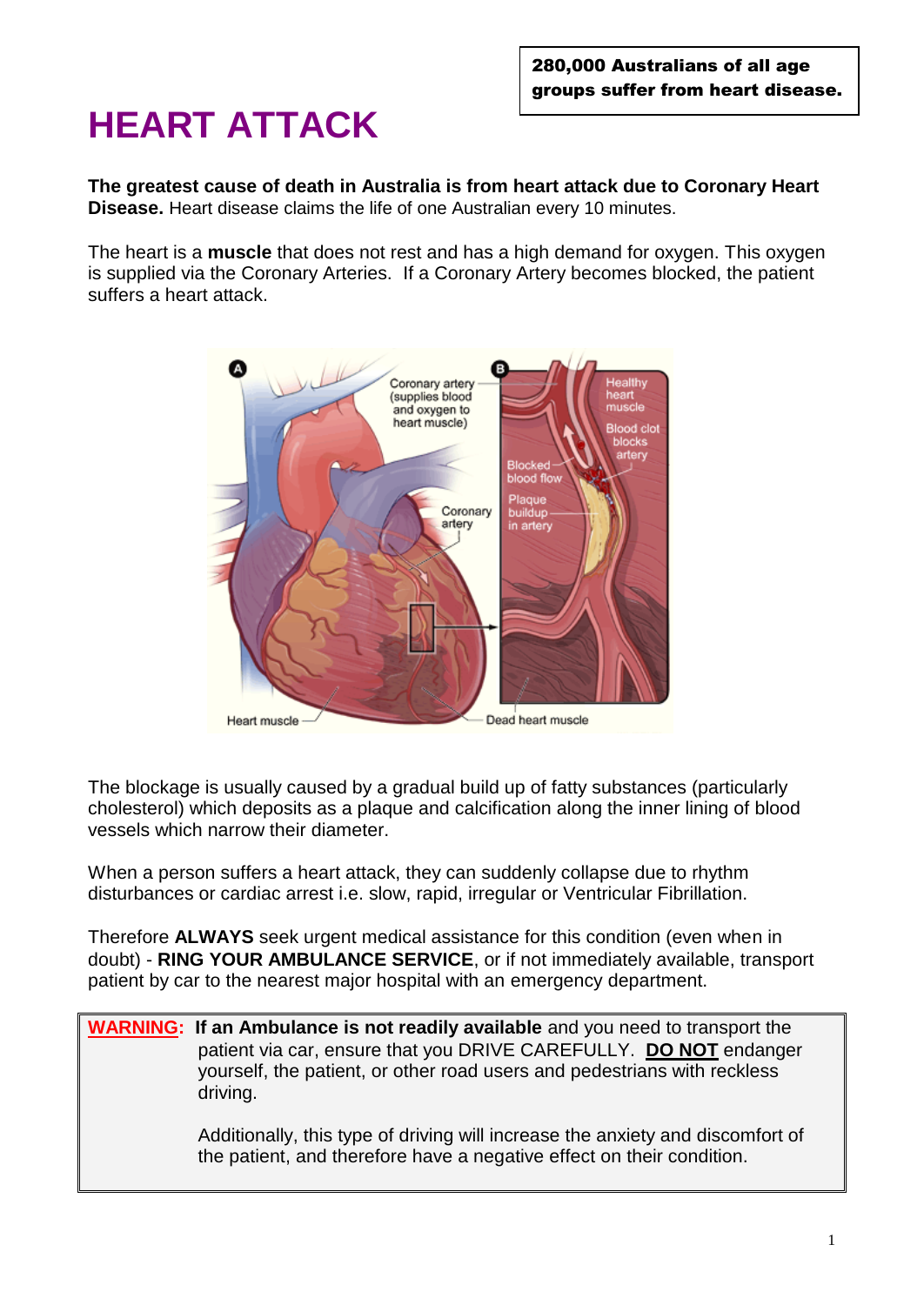**280,000 Australians of all age groups suffer from heart disease.**

# HEART ATTACK

**The greatest cause of death in Australia is from heart attack due to Coronary Heart Disease.** Heart disease claims the life of one Australian every 10 minutes.

The heart is a **muscle** that does not rest and has a high demand for oxygen. This oxygen is supplied via the Coronary Arteries. If a Coronary Artery becomes blocked, the patient suffers a heart attack.

The blockage is usually caused by a gradual build up of fatty substances (particularly cholesterol) which deposits as a plaque and calcification along the inner lining of blood vessels which narrow their diameter.

When a person suffers a heart attack, they can suddenly collapse due to rhythm disturbances or cardiac arrest i.e. slow, rapid, irregular or Ventricular Fibrillation.

Therefore **ALWAYS** seek urgent medical assistance for this condition (even when in doubt) - **RING YOUR AMBULANCE SERVICE**, or if not immediately available, transport patient by car to the nearest major hospital with an emergency department.

> **WARNING:** **If an Ambulance is not readily available** and you need to transport the patient via car, ensure that you DRIVE CAREFULLY. **DO NOT** endanger yourself, the patient, or other road users and pedestrians with reckless driving.
>
> Additionally, this type of driving will increase the anxiety and discomfort of the patient, and therefore have a negative effect on their condition.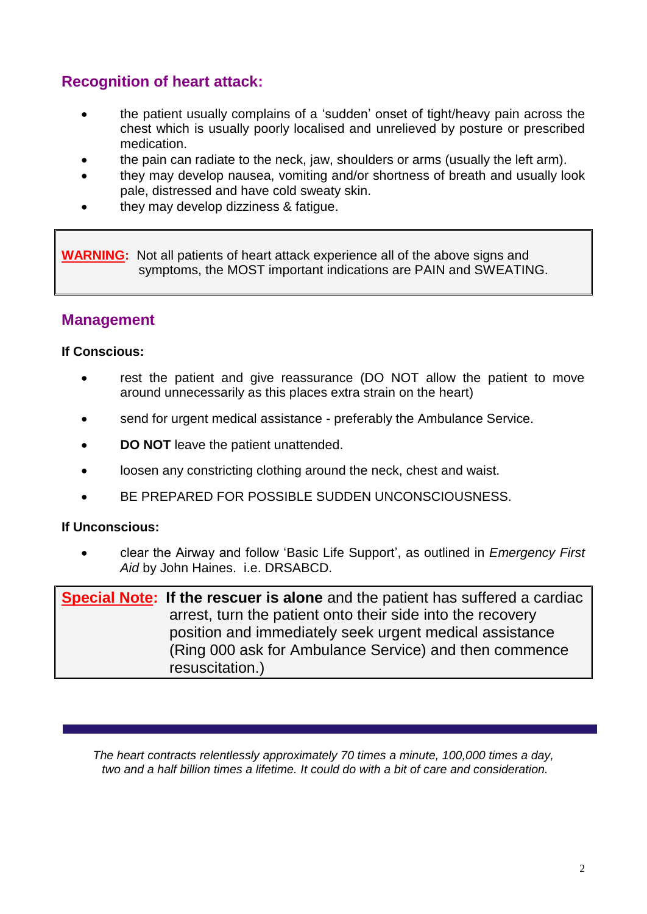## Recognition of heart attack:

- the patient usually complains of a 'sudden' onset of tight/heavy pain across the chest which is usually poorly localised and unrelieved by posture or prescribed medication.
- the pain can radiate to the neck, jaw, shoulders or arms (usually the left arm).
- they may develop nausea, vomiting and/or shortness of breath and usually look pale, distressed and have cold sweaty skin.
- they may develop dizziness & fatigue.

> **WARNING**: Not all patients of heart attack experience all of the above signs and symptoms, the MOST important indications are PAIN and SWEATING.

## Management

**If Conscious:**

- rest the patient and give reassurance (DO NOT allow the patient to move around unnecessarily as this places extra strain on the heart)
- send for urgent medical assistance - preferably the Ambulance Service.
- **DO NOT** leave the patient unattended.
- loosen any constricting clothing around the neck, chest and waist.
- BE PREPARED FOR POSSIBLE SUDDEN UNCONSCIOUSNESS.

**If Unconscious:**

- clear the Airway and follow 'Basic Life Support', as outlined in *Emergency First Aid* by John Haines. i.e. DRSABCD.

> **Special Note:** **If the rescuer is alone** and the patient has suffered a cardiac arrest, turn the patient onto their side into the recovery position and immediately seek urgent medical assistance (Ring 000 ask for Ambulance Service) and then commence resuscitation.)

---

*The heart contracts relentlessly approximately 70 times a minute, 100,000 times a day, two and a half billion times a lifetime. It could do with a bit of care and consideration.*